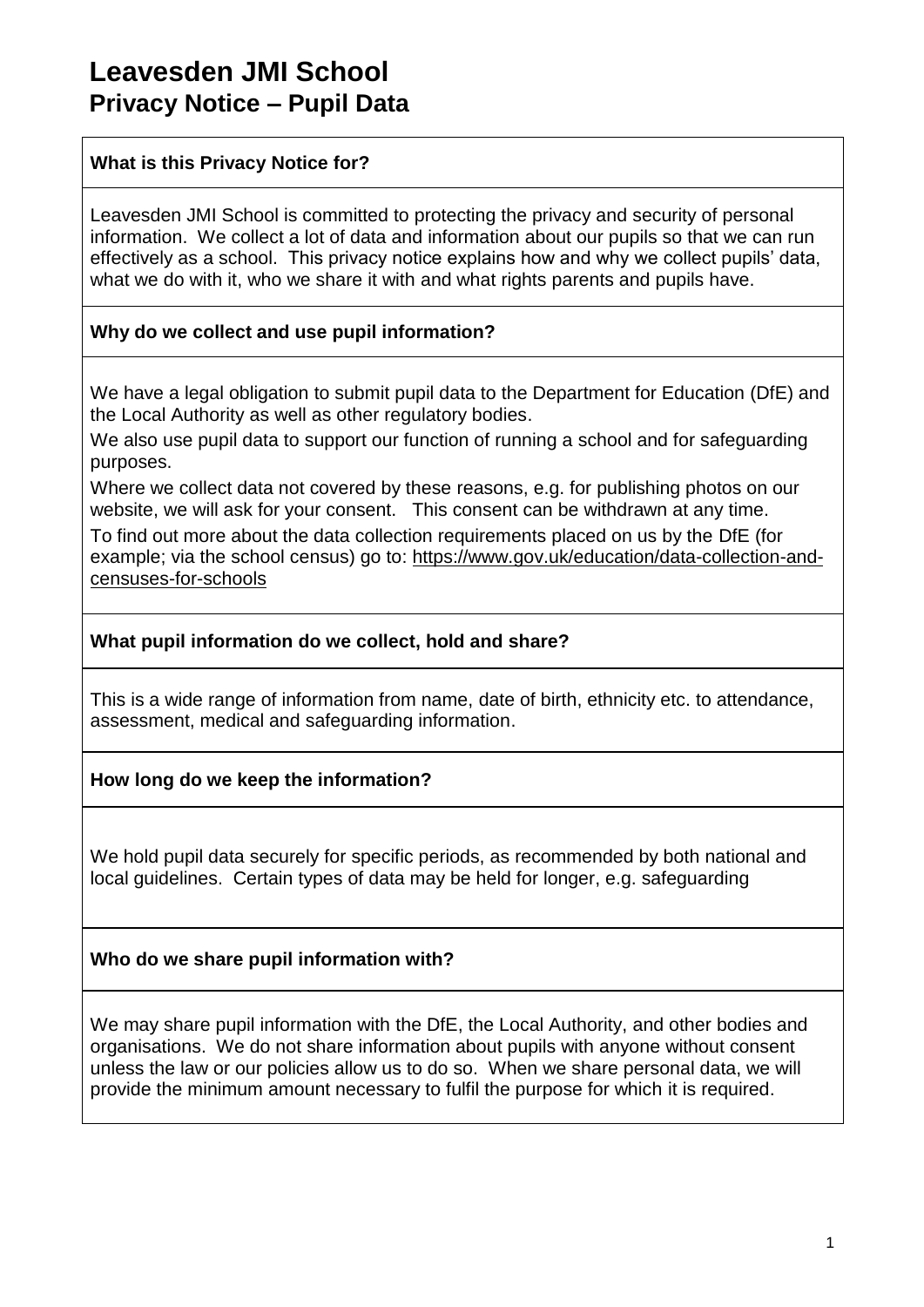# Leavesden JMI School

## Privacy Notice – Pupil Data

### What is this Privacy Notice for?

Leavesden JMI School is committed to protecting the privacy and security of personal information. We collect a lot of data and information about our pupils so that we can run effectively as a school. This privacy notice explains how and why we collect pupils' data, what we do with it, who we share it with and what rights parents and pupils have.

### Why do we collect and use pupil information?

We have a legal obligation to submit pupil data to the Department for Education (DfE) and the Local Authority as well as other regulatory bodies.

We also use pupil data to support our function of running a school and for safeguarding purposes.

Where we collect data not covered by these reasons, e.g. for publishing photos on our website, we will ask for your consent. This consent can be withdrawn at any time.

To find out more about the data collection requirements placed on us by the DfE (for example; via the school census) go to: https://www.gov.uk/education/data-collection-and-censuses-for-schools

### What pupil information do we collect, hold and share?

This is a wide range of information from name, date of birth, ethnicity etc. to attendance, assessment, medical and safeguarding information.

### How long do we keep the information?

We hold pupil data securely for specific periods, as recommended by both national and local guidelines. Certain types of data may be held for longer, e.g. safeguarding

### Who do we share pupil information with?

We may share pupil information with the DfE, the Local Authority, and other bodies and organisations. We do not share information about pupils with anyone without consent unless the law or our policies allow us to do so. When we share personal data, we will provide the minimum amount necessary to fulfil the purpose for which it is required.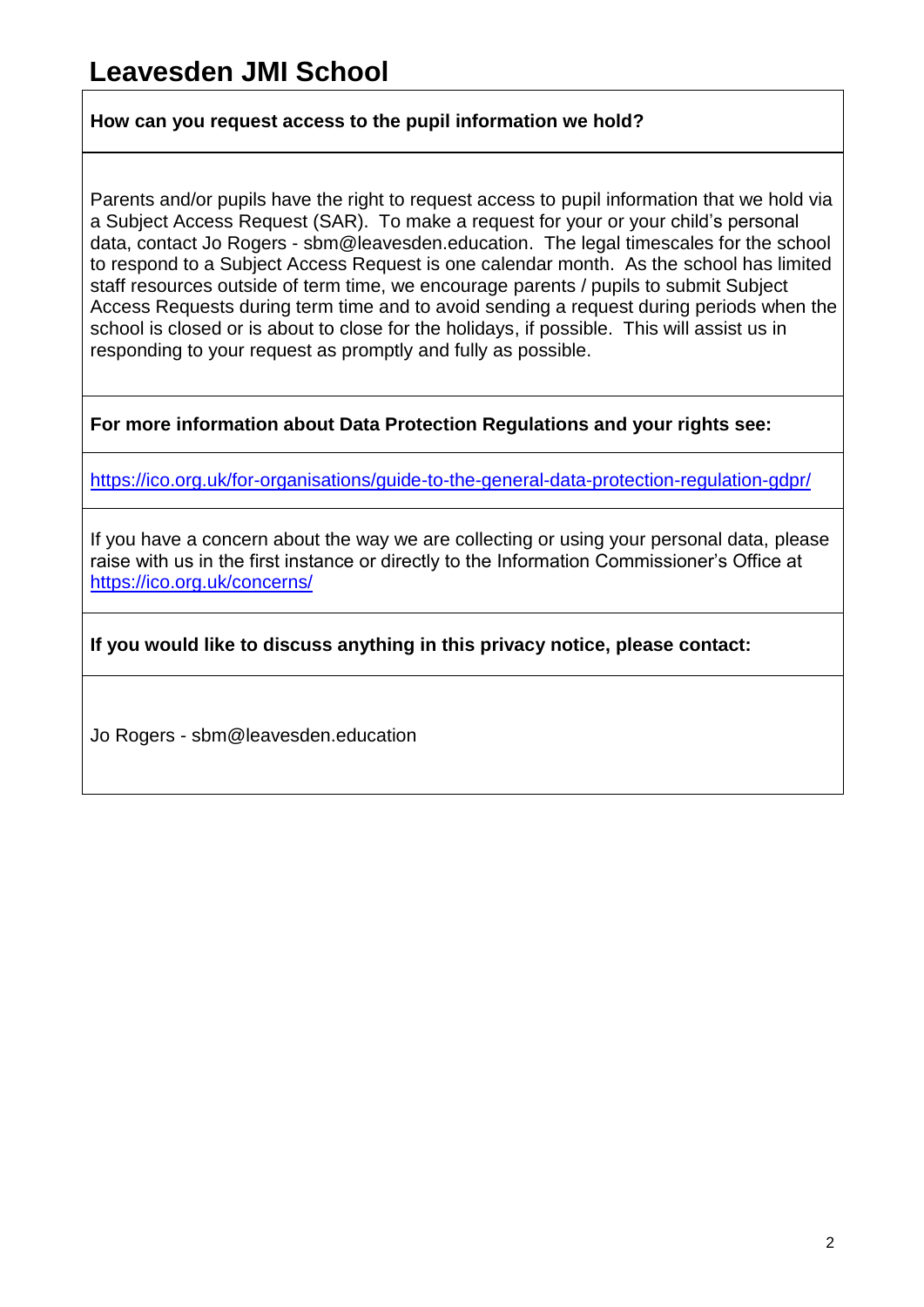# Leavesden JMI School

**How can you request access to the pupil information we hold?**

Parents and/or pupils have the right to request access to pupil information that we hold via a Subject Access Request (SAR). To make a request for your or your child's personal data, contact Jo Rogers - sbm@leavesden.education. The legal timescales for the school to respond to a Subject Access Request is one calendar month. As the school has limited staff resources outside of term time, we encourage parents / pupils to submit Subject Access Requests during term time and to avoid sending a request during periods when the school is closed or is about to close for the holidays, if possible. This will assist us in responding to your request as promptly and fully as possible.

**For more information about Data Protection Regulations and your rights see:**

https://ico.org.uk/for-organisations/guide-to-the-general-data-protection-regulation-gdpr/

If you have a concern about the way we are collecting or using your personal data, please raise with us in the first instance or directly to the Information Commissioner's Office at https://ico.org.uk/concerns/

**If you would like to discuss anything in this privacy notice, please contact:**

Jo Rogers - sbm@leavesden.education